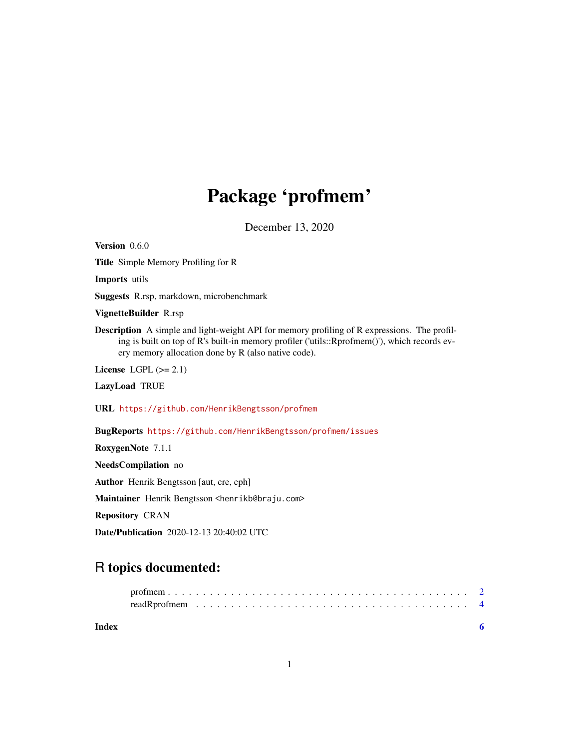# Package 'profmem'

December 13, 2020

**Version** 0.6.0

**Title** Simple Memory Profiling for R

**Imports** utils

**Suggests** R.rsp, markdown, microbenchmark

**VignetteBuilder** R.rsp

**Description** A simple and light-weight API for memory profiling of R expressions. The profiling is built on top of R's built-in memory profiler ('utils::Rprofmem()'), which records every memory allocation done by R (also native code).

**License** LGPL (>= 2.1)

**LazyLoad** TRUE

**URL** https://github.com/HenrikBengtsson/profmem

**BugReports** https://github.com/HenrikBengtsson/profmem/issues

**RoxygenNote** 7.1.1

**NeedsCompilation** no

**Author** Henrik Bengtsson [aut, cre, cph]

**Maintainer** Henrik Bengtsson <henrikb@braju.com>

**Repository** CRAN

**Date/Publication** 2020-12-13 20:40:02 UTC

## R topics documented:

- profmem . . . . . . . . . . . . . . . . . . . . . . . . . . . . . . . . . . . . . . . . . . 2
- readRprofmem . . . . . . . . . . . . . . . . . . . . . . . . . . . . . . . . . . . . . 4

**Index** 6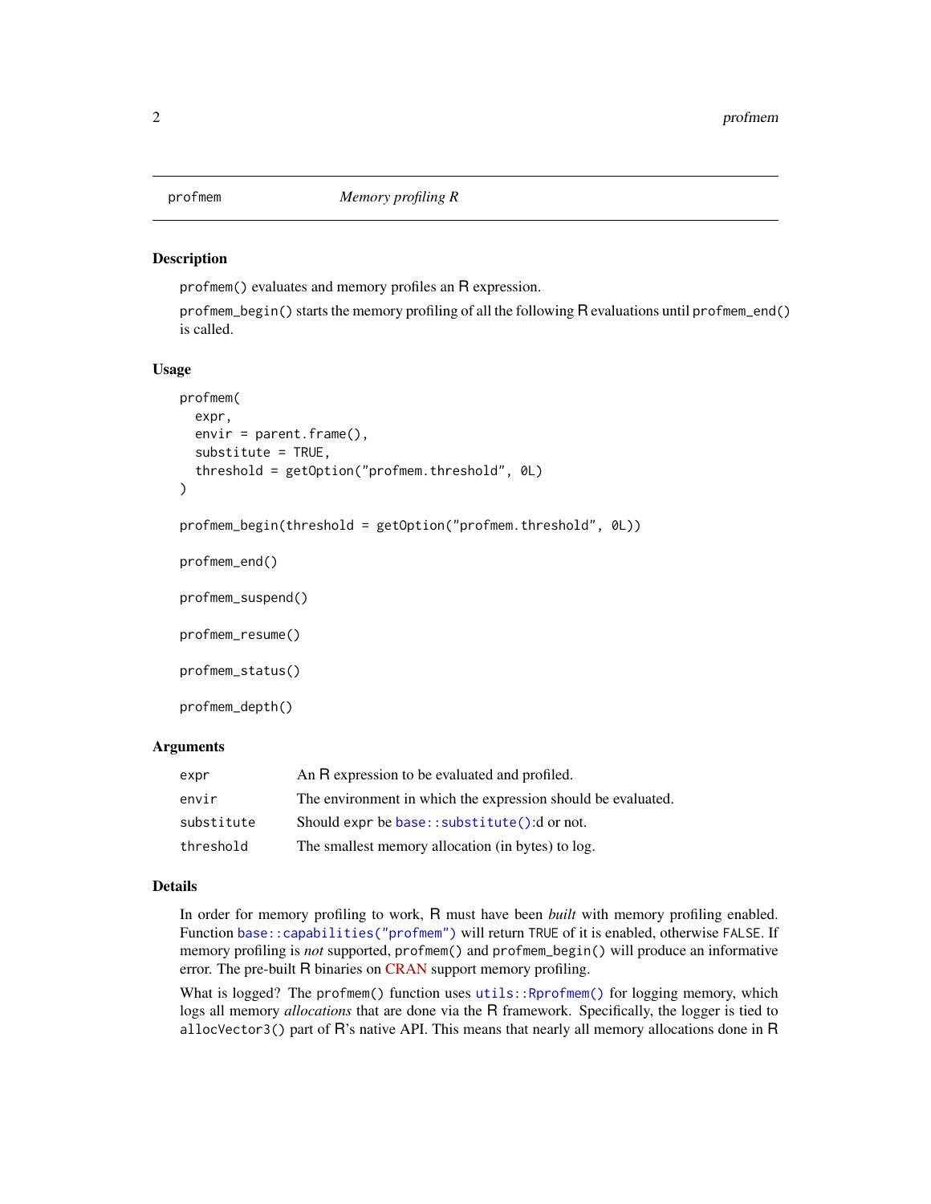## profmem — *Memory profiling R*

### Description

`profmem()` evaluates and memory profiles an R expression.

`profmem_begin()` starts the memory profiling of all the following R evaluations until `profmem_end()` is called.

### Usage

```
profmem(
  expr,
  envir = parent.frame(),
  substitute = TRUE,
  threshold = getOption("profmem.threshold", 0L)
)

profmem_begin(threshold = getOption("profmem.threshold", 0L))

profmem_end()

profmem_suspend()

profmem_resume()

profmem_status()

profmem_depth()
```

### Arguments

| Argument | Description |
| --- | --- |
| `expr` | An R expression to be evaluated and profiled. |
| `envir` | The environment in which the expression should be evaluated. |
| `substitute` | Should expr be `base::substitute()`:d or not. |
| `threshold` | The smallest memory allocation (in bytes) to log. |

### Details

In order for memory profiling to work, R must have been *built* with memory profiling enabled. Function `base::capabilities("profmem")` will return `TRUE` of it is enabled, otherwise `FALSE`. If memory profiling is *not* supported, `profmem()` and `profmem_begin()` will produce an informative error. The pre-built R binaries on CRAN support memory profiling.

What is logged? The `profmem()` function uses `utils::Rprofmem()` for logging memory, which logs all memory *allocations* that are done via the R framework. Specifically, the logger is tied to `allocVector3()` part of R's native API. This means that nearly all memory allocations done in R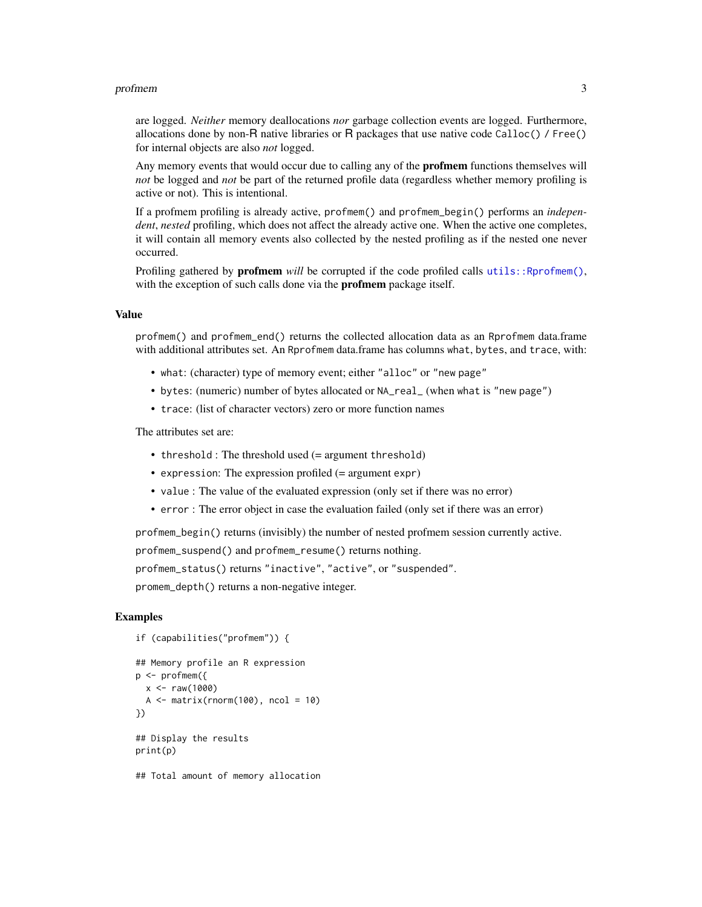are logged. *Neither* memory deallocations *nor* garbage collection events are logged. Furthermore, allocations done by non-R native libraries or R packages that use native code `Calloc()` / `Free()` for internal objects are also *not* logged.

Any memory events that would occur due to calling any of the **profmem** functions themselves will *not* be logged and *not* be part of the returned profile data (regardless whether memory profiling is active or not). This is intentional.

If a profmem profiling is already active, `profmem()` and `profmem_begin()` performs an *independent*, *nested* profiling, which does not affect the already active one. When the active one completes, it will contain all memory events also collected by the nested profiling as if the nested one never occurred.

Profiling gathered by **profmem** *will* be corrupted if the code profiled calls `utils::Rprofmem()`, with the exception of such calls done via the **profmem** package itself.

## Value

`profmem()` and `profmem_end()` returns the collected allocation data as an `Rprofmem` data.frame with additional attributes set. An `Rprofmem` data.frame has columns `what`, `bytes`, and `trace`, with:

- `what`: (character) type of memory event; either `"alloc"` or `"new page"`
- `bytes`: (numeric) number of bytes allocated or `NA_real_` (when `what` is `"new page"`)
- `trace`: (list of character vectors) zero or more function names

The attributes set are:

- `threshold` : The threshold used (= argument `threshold`)
- `expression`: The expression profiled (= argument `expr`)
- `value` : The value of the evaluated expression (only set if there was no error)
- `error` : The error object in case the evaluation failed (only set if there was an error)

`profmem_begin()` returns (invisibly) the number of nested profmem session currently active.

`profmem_suspend()` and `profmem_resume()` returns nothing.

`profmem_status()` returns `"inactive"`, `"active"`, or `"suspended"`.

`promem_depth()` returns a non-negative integer.

## Examples

```
if (capabilities("profmem")) {

## Memory profile an R expression
p <- profmem({
  x <- raw(1000)
  A <- matrix(rnorm(100), ncol = 10)
})

## Display the results
print(p)

## Total amount of memory allocation
```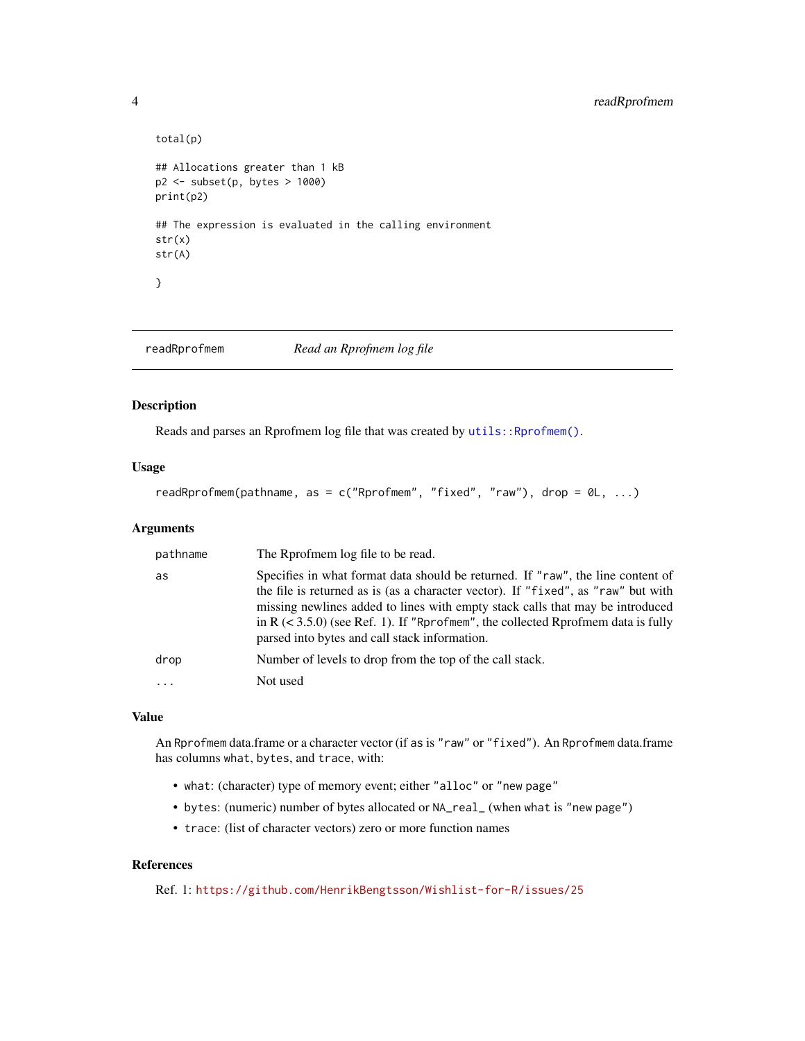```
total(p)

## Allocations greater than 1 kB
p2 <- subset(p, bytes > 1000)
print(p2)

## The expression is evaluated in the calling environment
str(x)
str(A)

}
```

---

## readRprofmem — *Read an Rprofmem log file*

### Description

Reads and parses an Rprofmem log file that was created by `utils::Rprofmem()`.

### Usage

```
readRprofmem(pathname, as = c("Rprofmem", "fixed", "raw"), drop = 0L, ...)
```

### Arguments

| | |
|---|---|
| `pathname` | The Rprofmem log file to be read. |
| `as` | Specifies in what format data should be returned. If `"raw"`, the line content of the file is returned as is (as a character vector). If `"fixed"`, as `"raw"` but with missing newlines added to lines with empty stack calls that may be introduced in R (< 3.5.0) (see Ref. 1). If `"Rprofmem"`, the collected Rprofmem data is fully parsed into bytes and call stack information. |
| `drop` | Number of levels to drop from the top of the call stack. |
| `...` | Not used |

### Value

An `Rprofmem` data.frame or a character vector (if `as` is `"raw"` or `"fixed"`). An `Rprofmem` data.frame has columns `what`, `bytes`, and `trace`, with:

- `what`: (character) type of memory event; either `"alloc"` or `"new page"`
- `bytes`: (numeric) number of bytes allocated or `NA_real_` (when `what` is `"new page"`)
- `trace`: (list of character vectors) zero or more function names

### References

Ref. 1: https://github.com/HenrikBengtsson/Wishlist-for-R/issues/25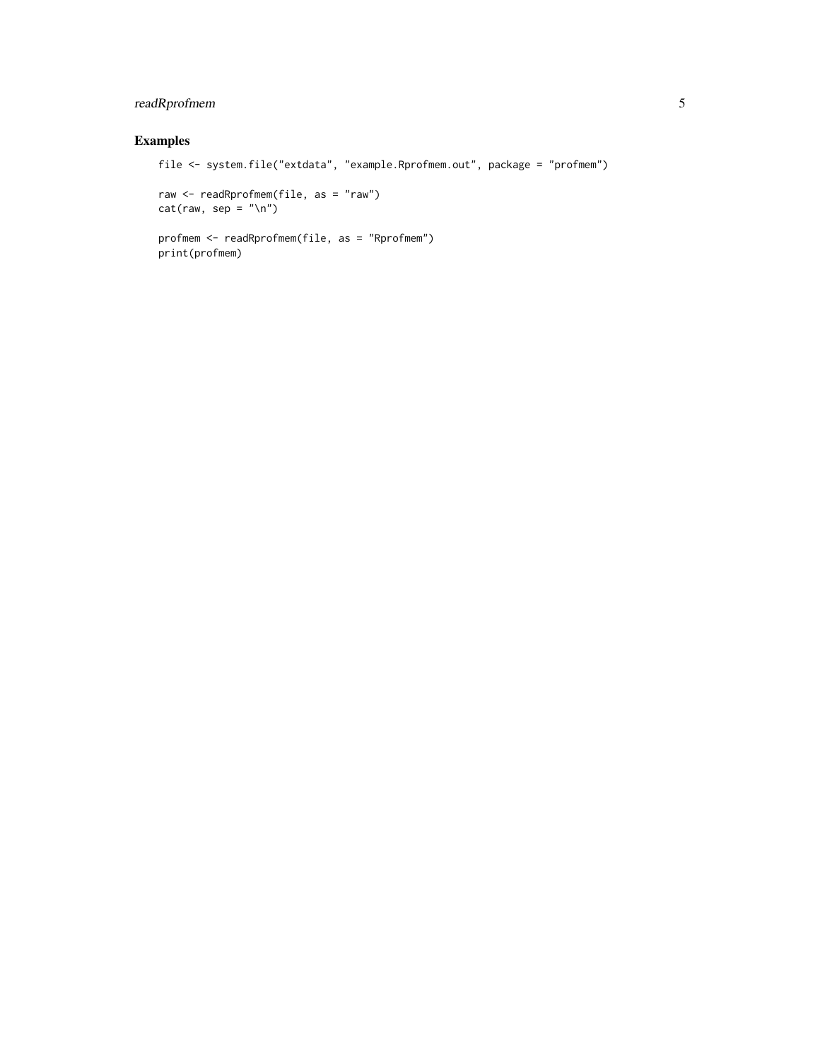## Examples

```
file <- system.file("extdata", "example.Rprofmem.out", package = "profmem")

raw <- readRprofmem(file, as = "raw")
cat(raw, sep = "\n")

profmem <- readRprofmem(file, as = "Rprofmem")
print(profmem)
```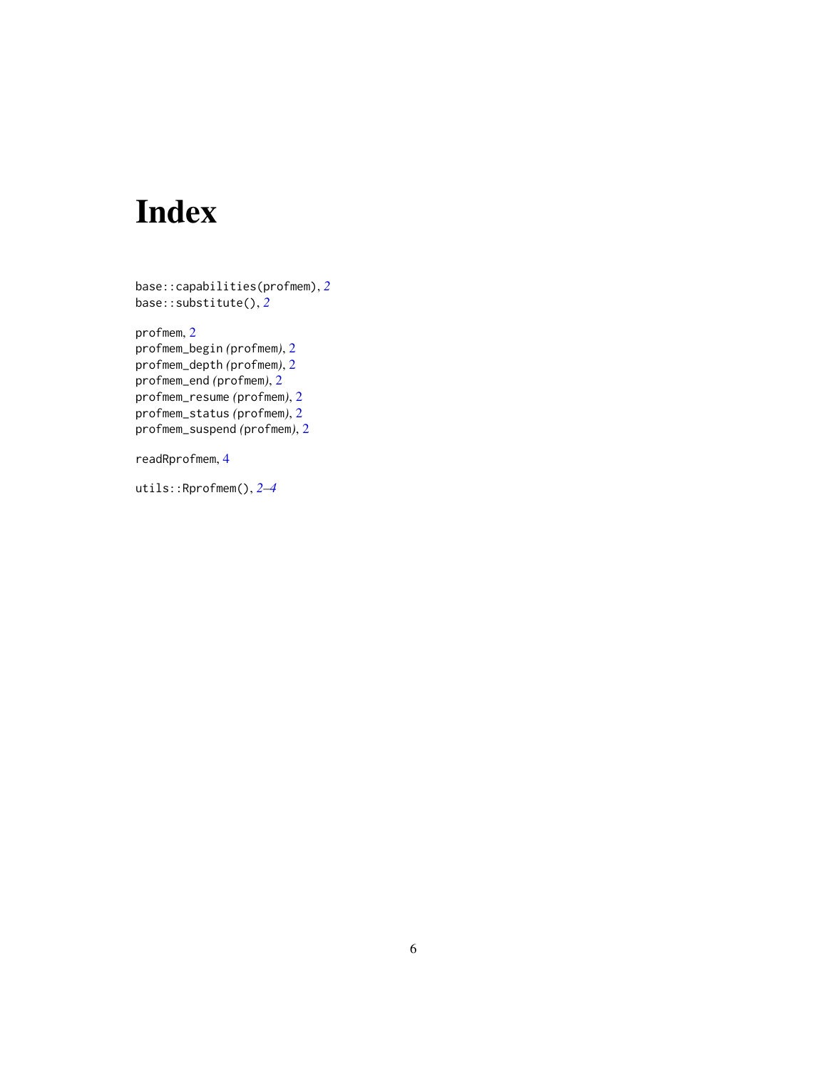# Index

base::capabilities(profmem), *2*
base::substitute(), *2*

profmem, 2
profmem_begin *(*profmem*)*, 2
profmem_depth *(*profmem*)*, 2
profmem_end *(*profmem*)*, 2
profmem_resume *(*profmem*)*, 2
profmem_status *(*profmem*)*, 2
profmem_suspend *(*profmem*)*, 2

readRprofmem, 4

utils::Rprofmem(), *2–4*